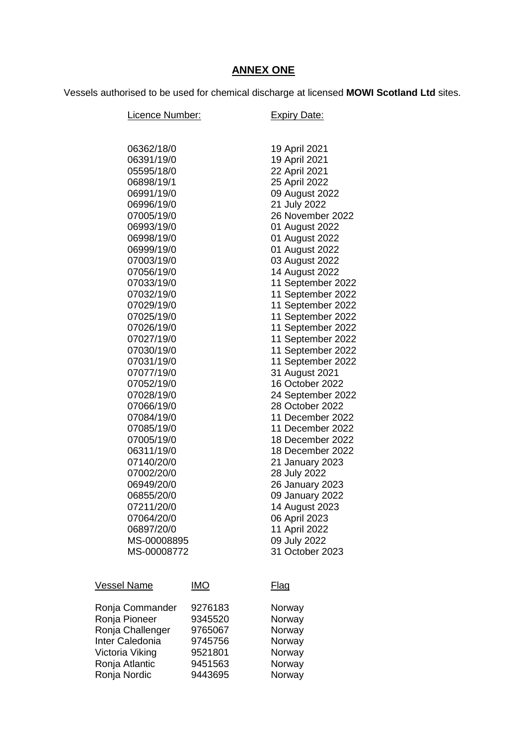## ANNEX ONE

Vessels authorised to be used for chemical discharge at licensed **MOWI Scotland Ltd** sites.

| Licence Number: | Expiry Date: |
|---|---|
| 06362/18/0 | 19 April 2021 |
| 06391/19/0 | 19 April 2021 |
| 05595/18/0 | 22 April 2021 |
| 06898/19/1 | 25 April 2022 |
| 06991/19/0 | 09 August 2022 |
| 06996/19/0 | 21 July 2022 |
| 07005/19/0 | 26 November 2022 |
| 06993/19/0 | 01 August 2022 |
| 06998/19/0 | 01 August 2022 |
| 06999/19/0 | 01 August 2022 |
| 07003/19/0 | 03 August 2022 |
| 07056/19/0 | 14 August 2022 |
| 07033/19/0 | 11 September 2022 |
| 07032/19/0 | 11 September 2022 |
| 07029/19/0 | 11 September 2022 |
| 07025/19/0 | 11 September 2022 |
| 07026/19/0 | 11 September 2022 |
| 07027/19/0 | 11 September 2022 |
| 07030/19/0 | 11 September 2022 |
| 07031/19/0 | 11 September 2022 |
| 07077/19/0 | 31 August 2021 |
| 07052/19/0 | 16 October 2022 |
| 07028/19/0 | 24 September 2022 |
| 07066/19/0 | 28 October 2022 |
| 07084/19/0 | 11 December 2022 |
| 07085/19/0 | 11 December 2022 |
| 07005/19/0 | 18 December 2022 |
| 06311/19/0 | 18 December 2022 |
| 07140/20/0 | 21 January 2023 |
| 07002/20/0 | 28 July 2022 |
| 06949/20/0 | 26 January 2023 |
| 06855/20/0 | 09 January 2022 |
| 07211/20/0 | 14 August 2023 |
| 07064/20/0 | 06 April 2023 |
| 06897/20/0 | 11 April 2022 |
| MS-00008895 | 09 July 2022 |
| MS-00008772 | 31 October 2023 |

| Vessel Name | IMO | Flag |
|---|---|---|
| Ronja Commander | 9276183 | Norway |
| Ronja Pioneer | 9345520 | Norway |
| Ronja Challenger | 9765067 | Norway |
| Inter Caledonia | 9745756 | Norway |
| Victoria Viking | 9521801 | Norway |
| Ronja Atlantic | 9451563 | Norway |
| Ronja Nordic | 9443695 | Norway |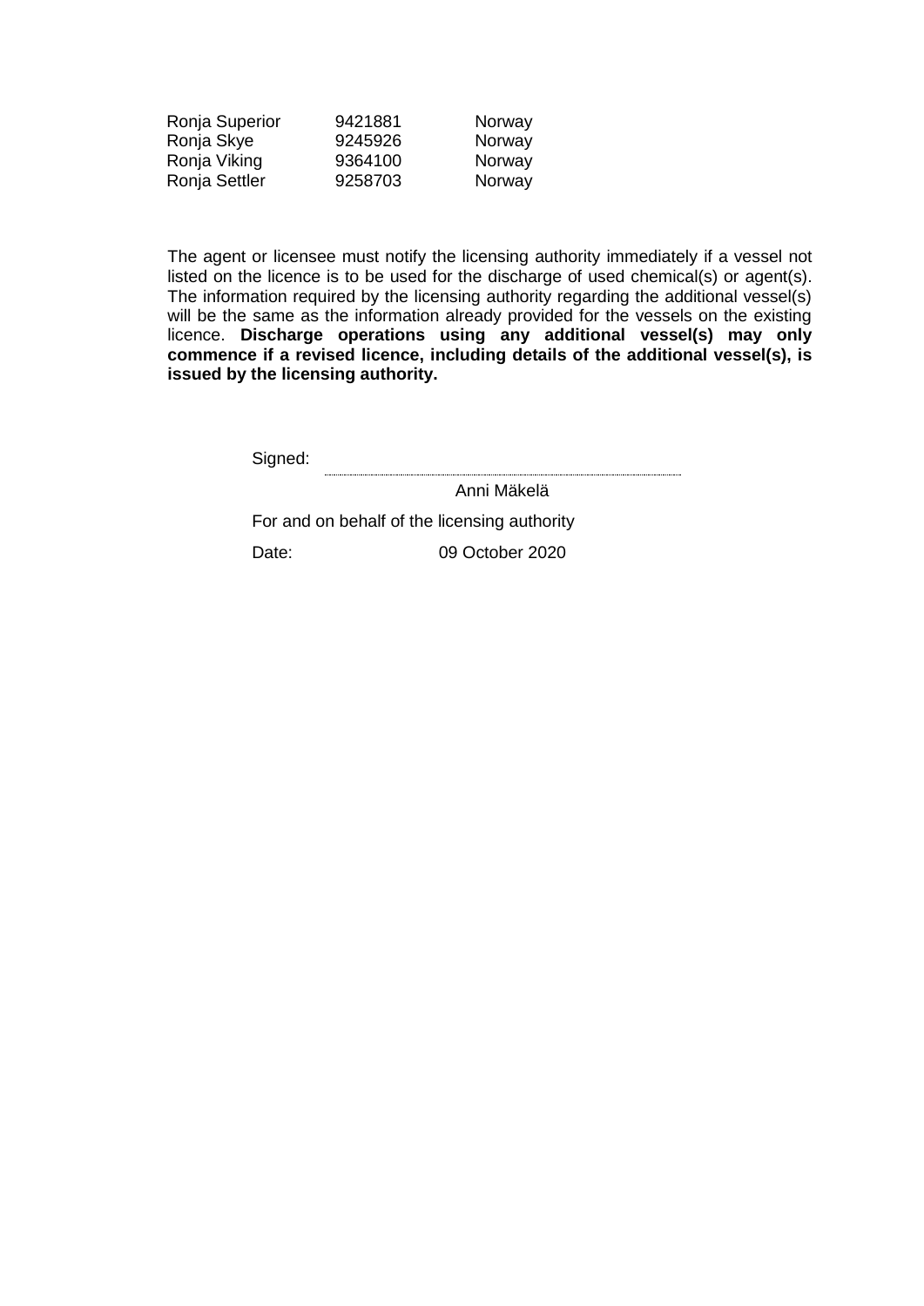| | | |
|---|---|---|
| Ronja Superior | 9421881 | Norway |
| Ronja Skye | 9245926 | Norway |
| Ronja Viking | 9364100 | Norway |
| Ronja Settler | 9258703 | Norway |

The agent or licensee must notify the licensing authority immediately if a vessel not listed on the licence is to be used for the discharge of used chemical(s) or agent(s). The information required by the licensing authority regarding the additional vessel(s) will be the same as the information already provided for the vessels on the existing licence. **Discharge operations using any additional vessel(s) may only commence if a revised licence, including details of the additional vessel(s), is issued by the licensing authority.**

Signed: ..............................................................

Anni Mäkelä

For and on behalf of the licensing authority

Date: 09 October 2020